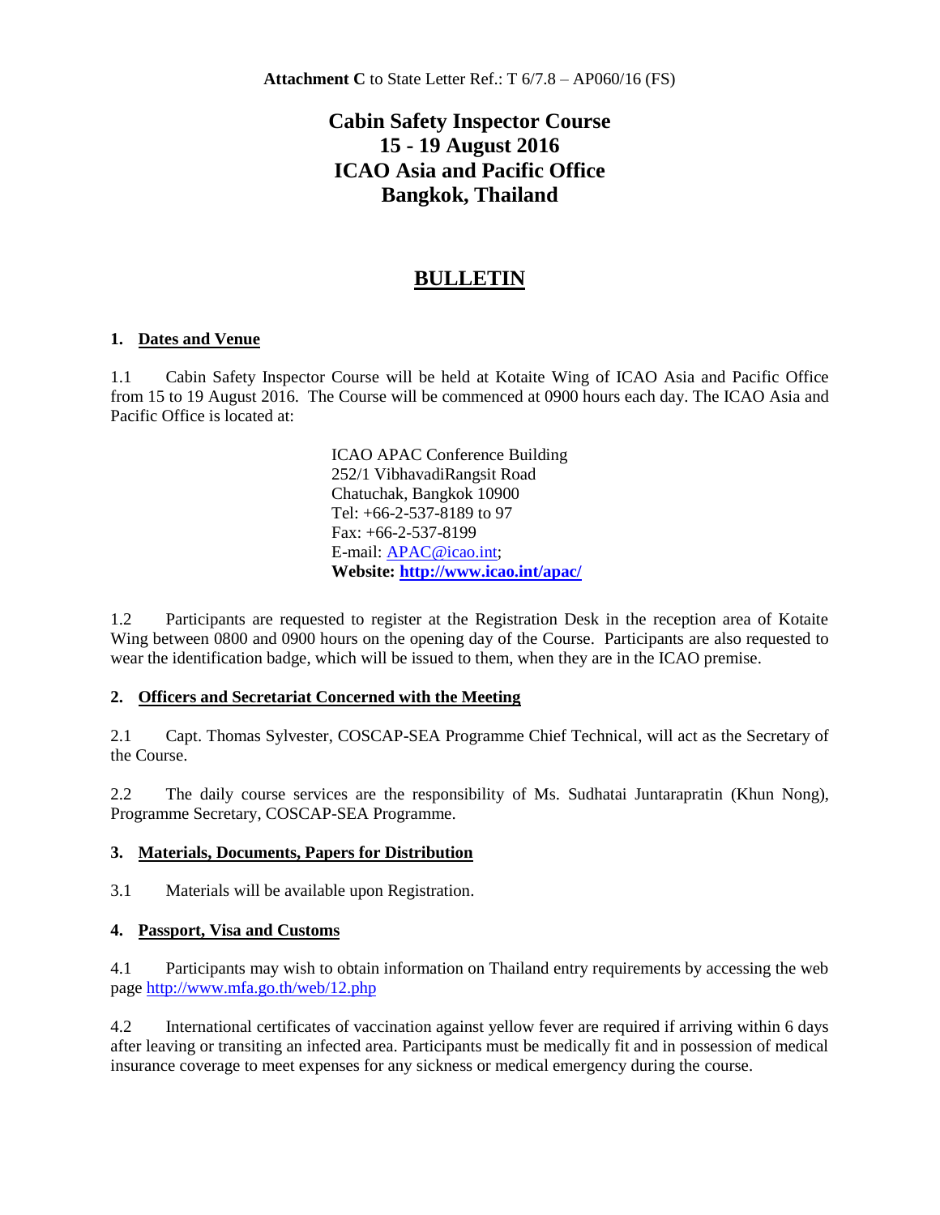**Attachment C** to State Letter Ref.: T 6/7.8 – AP060/16 (FS)

# Cabin Safety Inspector Course
# 15 - 19 August 2016
# ICAO Asia and Pacific Office
# Bangkok, Thailand

## BULLETIN

### 1. Dates and Venue

1.1 Cabin Safety Inspector Course will be held at Kotaite Wing of ICAO Asia and Pacific Office from 15 to 19 August 2016. The Course will be commenced at 0900 hours each day. The ICAO Asia and Pacific Office is located at:

ICAO APAC Conference Building
252/1 VibhavadiRangsit Road
Chatuchak, Bangkok 10900
Tel: +66-2-537-8189 to 97
Fax: +66-2-537-8199
E-mail: APAC@icao.int;
**Website: http://www.icao.int/apac/**

1.2 Participants are requested to register at the Registration Desk in the reception area of Kotaite Wing between 0800 and 0900 hours on the opening day of the Course. Participants are also requested to wear the identification badge, which will be issued to them, when they are in the ICAO premise.

### 2. Officers and Secretariat Concerned with the Meeting

2.1 Capt. Thomas Sylvester, COSCAP-SEA Programme Chief Technical, will act as the Secretary of the Course.

2.2 The daily course services are the responsibility of Ms. Sudhatai Juntarapratin (Khun Nong), Programme Secretary, COSCAP-SEA Programme.

### 3. Materials, Documents, Papers for Distribution

3.1 Materials will be available upon Registration.

### 4. Passport, Visa and Customs

4.1 Participants may wish to obtain information on Thailand entry requirements by accessing the web page http://www.mfa.go.th/web/12.php

4.2 International certificates of vaccination against yellow fever are required if arriving within 6 days after leaving or transiting an infected area. Participants must be medically fit and in possession of medical insurance coverage to meet expenses for any sickness or medical emergency during the course.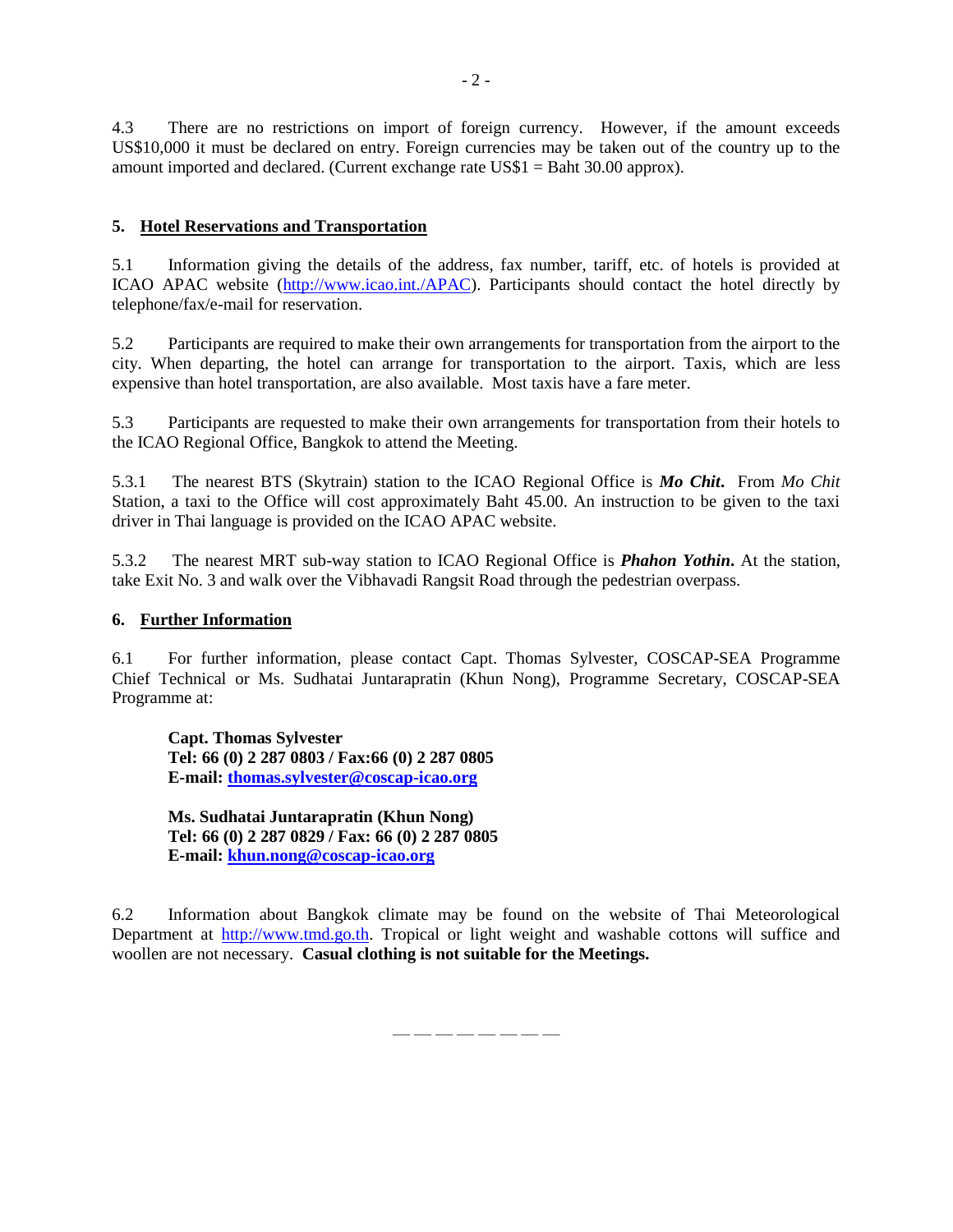4.3 There are no restrictions on import of foreign currency. However, if the amount exceeds US$10,000 it must be declared on entry. Foreign currencies may be taken out of the country up to the amount imported and declared. (Current exchange rate US$1 = Baht 30.00 approx).

## 5. Hotel Reservations and Transportation

5.1 Information giving the details of the address, fax number, tariff, etc. of hotels is provided at ICAO APAC website (http://www.icao.int./APAC). Participants should contact the hotel directly by telephone/fax/e-mail for reservation.

5.2 Participants are required to make their own arrangements for transportation from the airport to the city. When departing, the hotel can arrange for transportation to the airport. Taxis, which are less expensive than hotel transportation, are also available. Most taxis have a fare meter.

5.3 Participants are requested to make their own arrangements for transportation from their hotels to the ICAO Regional Office, Bangkok to attend the Meeting.

5.3.1 The nearest BTS (Skytrain) station to the ICAO Regional Office is ***Mo Chit***. From *Mo Chit* Station, a taxi to the Office will cost approximately Baht 45.00. An instruction to be given to the taxi driver in Thai language is provided on the ICAO APAC website.

5.3.2 The nearest MRT sub-way station to ICAO Regional Office is ***Phahon Yothin***. At the station, take Exit No. 3 and walk over the Vibhavadi Rangsit Road through the pedestrian overpass.

## 6. Further Information

6.1 For further information, please contact Capt. Thomas Sylvester, COSCAP-SEA Programme Chief Technical or Ms. Sudhatai Juntarapratin (Khun Nong), Programme Secretary, COSCAP-SEA Programme at:

**Capt. Thomas Sylvester**
**Tel: 66 (0) 2 287 0803 / Fax:66 (0) 2 287 0805**
**E-mail: thomas.sylvester@coscap-icao.org**

**Ms. Sudhatai Juntarapratin (Khun Nong)**
**Tel: 66 (0) 2 287 0829 / Fax: 66 (0) 2 287 0805**
**E-mail: khun.nong@coscap-icao.org**

6.2 Information about Bangkok climate may be found on the website of Thai Meteorological Department at http://www.tmd.go.th. Tropical or light weight and washable cottons will suffice and woollen are not necessary. **Casual clothing is not suitable for the Meetings.**

— — — — — — — —